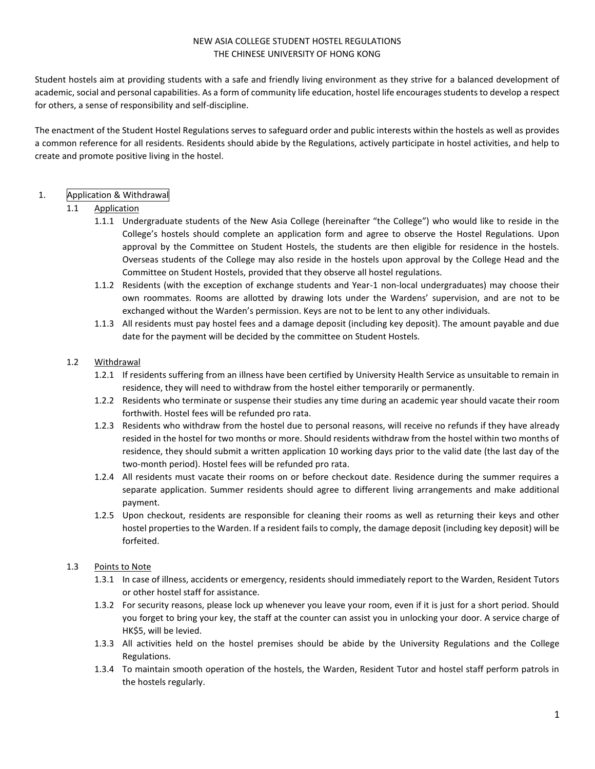# NEW ASIA COLLEGE STUDENT HOSTEL REGULATIONS
# THE CHINESE UNIVERSITY OF HONG KONG

Student hostels aim at providing students with a safe and friendly living environment as they strive for a balanced development of academic, social and personal capabilities. As a form of community life education, hostel life encourages students to develop a respect for others, a sense of responsibility and self-discipline.

The enactment of the Student Hostel Regulations serves to safeguard order and public interests within the hostels as well as provides a common reference for all residents. Residents should abide by the Regulations, actively participate in hostel activities, and help to create and promote positive living in the hostel.

## 1. Application & Withdrawal

### 1.1 Application

1.1.1 Undergraduate students of the New Asia College (hereinafter "the College") who would like to reside in the College's hostels should complete an application form and agree to observe the Hostel Regulations. Upon approval by the Committee on Student Hostels, the students are then eligible for residence in the hostels. Overseas students of the College may also reside in the hostels upon approval by the College Head and the Committee on Student Hostels, provided that they observe all hostel regulations.

1.1.2 Residents (with the exception of exchange students and Year-1 non-local undergraduates) may choose their own roommates. Rooms are allotted by drawing lots under the Wardens' supervision, and are not to be exchanged without the Warden's permission. Keys are not to be lent to any other individuals.

1.1.3 All residents must pay hostel fees and a damage deposit (including key deposit). The amount payable and due date for the payment will be decided by the committee on Student Hostels.

### 1.2 Withdrawal

1.2.1 If residents suffering from an illness have been certified by University Health Service as unsuitable to remain in residence, they will need to withdraw from the hostel either temporarily or permanently.

1.2.2 Residents who terminate or suspense their studies any time during an academic year should vacate their room forthwith. Hostel fees will be refunded pro rata.

1.2.3 Residents who withdraw from the hostel due to personal reasons, will receive no refunds if they have already resided in the hostel for two months or more. Should residents withdraw from the hostel within two months of residence, they should submit a written application 10 working days prior to the valid date (the last day of the two-month period). Hostel fees will be refunded pro rata.

1.2.4 All residents must vacate their rooms on or before checkout date. Residence during the summer requires a separate application. Summer residents should agree to different living arrangements and make additional payment.

1.2.5 Upon checkout, residents are responsible for cleaning their rooms as well as returning their keys and other hostel properties to the Warden. If a resident fails to comply, the damage deposit (including key deposit) will be forfeited.

### 1.3 Points to Note

1.3.1 In case of illness, accidents or emergency, residents should immediately report to the Warden, Resident Tutors or other hostel staff for assistance.

1.3.2 For security reasons, please lock up whenever you leave your room, even if it is just for a short period. Should you forget to bring your key, the staff at the counter can assist you in unlocking your door. A service charge of HK$5, will be levied.

1.3.3 All activities held on the hostel premises should be abide by the University Regulations and the College Regulations.

1.3.4 To maintain smooth operation of the hostels, the Warden, Resident Tutor and hostel staff perform patrols in the hostels regularly.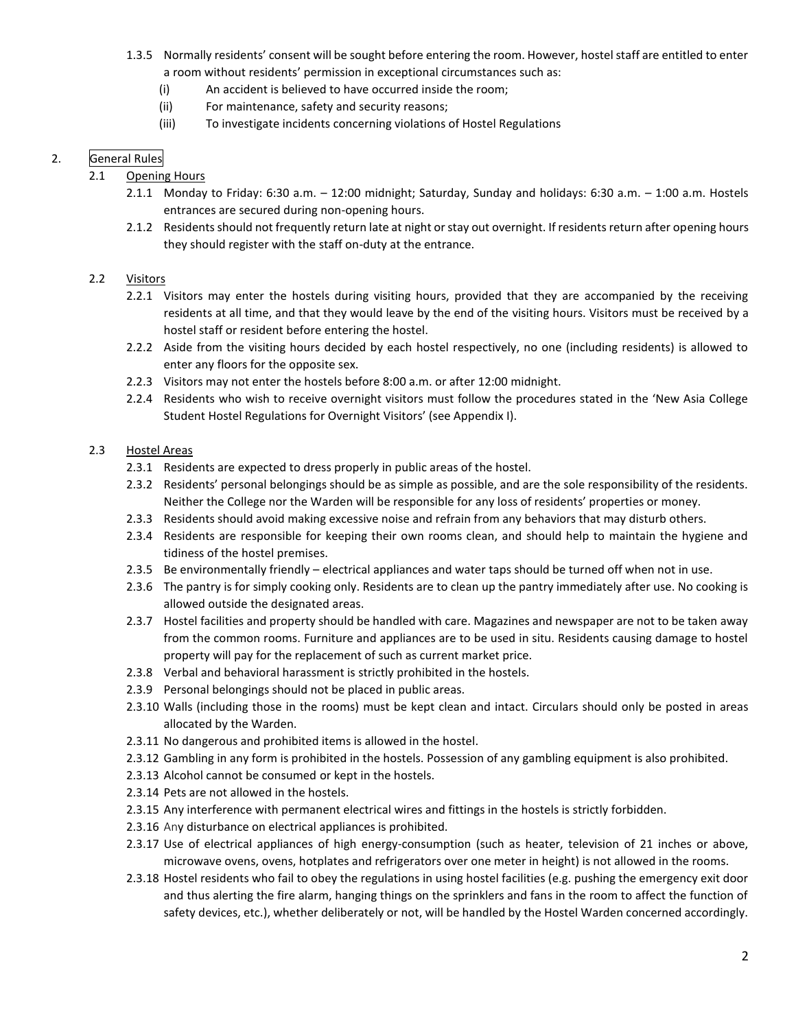1.3.5 Normally residents' consent will be sought before entering the room. However, hostel staff are entitled to enter a room without residents' permission in exceptional circumstances such as:

(i) An accident is believed to have occurred inside the room;

(ii) For maintenance, safety and security reasons;

(iii) To investigate incidents concerning violations of Hostel Regulations

## 2. General Rules

### 2.1 Opening Hours

2.1.1 Monday to Friday: 6:30 a.m. – 12:00 midnight; Saturday, Sunday and holidays: 6:30 a.m. – 1:00 a.m. Hostels entrances are secured during non-opening hours.

2.1.2 Residents should not frequently return late at night or stay out overnight. If residents return after opening hours they should register with the staff on-duty at the entrance.

### 2.2 Visitors

2.2.1 Visitors may enter the hostels during visiting hours, provided that they are accompanied by the receiving residents at all time, and that they would leave by the end of the visiting hours. Visitors must be received by a hostel staff or resident before entering the hostel.

2.2.2 Aside from the visiting hours decided by each hostel respectively, no one (including residents) is allowed to enter any floors for the opposite sex.

2.2.3 Visitors may not enter the hostels before 8:00 a.m. or after 12:00 midnight.

2.2.4 Residents who wish to receive overnight visitors must follow the procedures stated in the 'New Asia College Student Hostel Regulations for Overnight Visitors' (see Appendix I).

### 2.3 Hostel Areas

2.3.1 Residents are expected to dress properly in public areas of the hostel.

2.3.2 Residents' personal belongings should be as simple as possible, and are the sole responsibility of the residents. Neither the College nor the Warden will be responsible for any loss of residents' properties or money.

2.3.3 Residents should avoid making excessive noise and refrain from any behaviors that may disturb others.

2.3.4 Residents are responsible for keeping their own rooms clean, and should help to maintain the hygiene and tidiness of the hostel premises.

2.3.5 Be environmentally friendly – electrical appliances and water taps should be turned off when not in use.

2.3.6 The pantry is for simply cooking only. Residents are to clean up the pantry immediately after use. No cooking is allowed outside the designated areas.

2.3.7 Hostel facilities and property should be handled with care. Magazines and newspaper are not to be taken away from the common rooms. Furniture and appliances are to be used in situ. Residents causing damage to hostel property will pay for the replacement of such as current market price.

2.3.8 Verbal and behavioral harassment is strictly prohibited in the hostels.

2.3.9 Personal belongings should not be placed in public areas.

2.3.10 Walls (including those in the rooms) must be kept clean and intact. Circulars should only be posted in areas allocated by the Warden.

2.3.11 No dangerous and prohibited items is allowed in the hostel.

2.3.12 Gambling in any form is prohibited in the hostels. Possession of any gambling equipment is also prohibited.

2.3.13 Alcohol cannot be consumed or kept in the hostels.

2.3.14 Pets are not allowed in the hostels.

2.3.15 Any interference with permanent electrical wires and fittings in the hostels is strictly forbidden.

2.3.16 Any disturbance on electrical appliances is prohibited.

2.3.17 Use of electrical appliances of high energy-consumption (such as heater, television of 21 inches or above, microwave ovens, ovens, hotplates and refrigerators over one meter in height) is not allowed in the rooms.

2.3.18 Hostel residents who fail to obey the regulations in using hostel facilities (e.g. pushing the emergency exit door and thus alerting the fire alarm, hanging things on the sprinklers and fans in the room to affect the function of safety devices, etc.), whether deliberately or not, will be handled by the Hostel Warden concerned accordingly.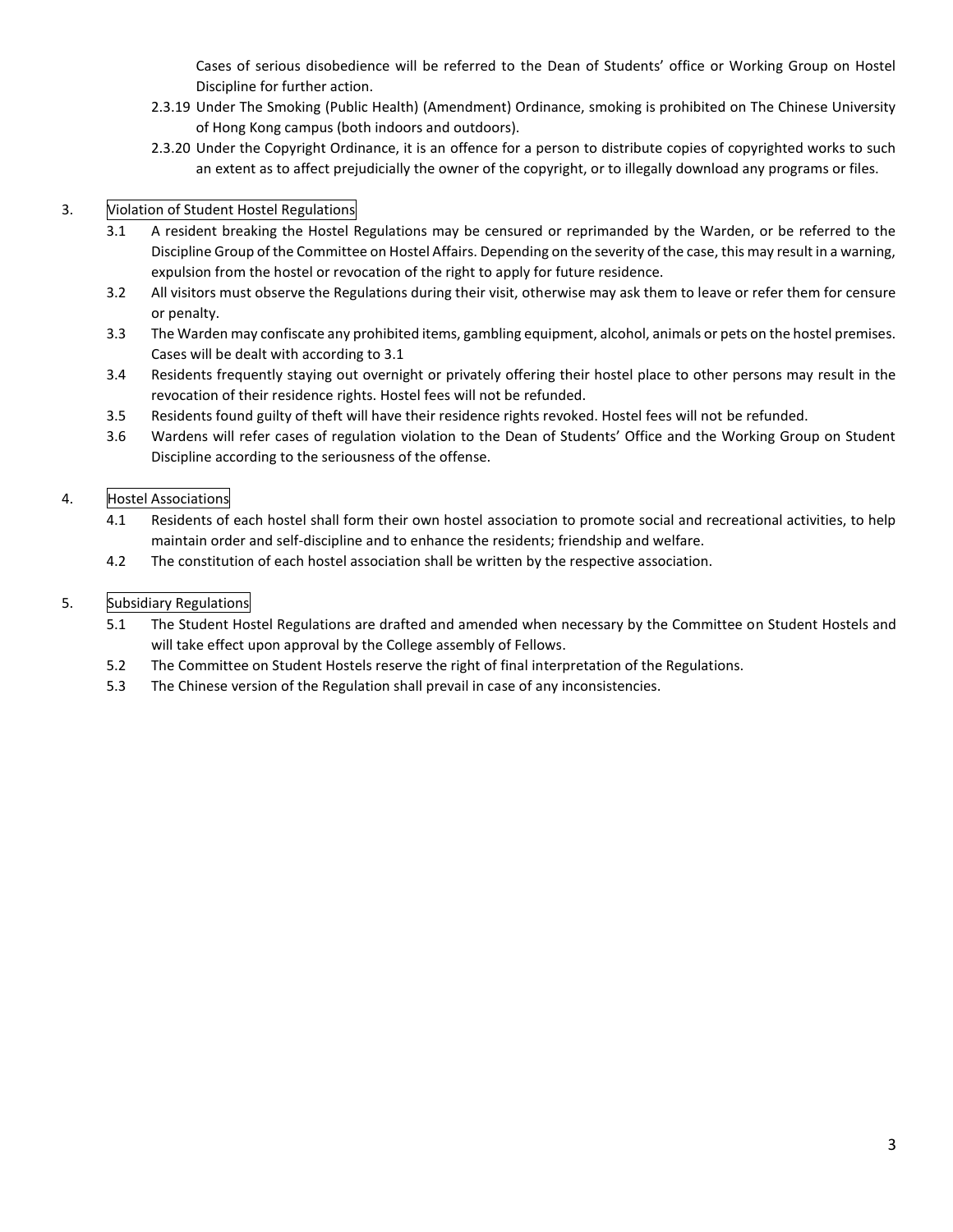Cases of serious disobedience will be referred to the Dean of Students' office or Working Group on Hostel Discipline for further action.

2.3.19 Under The Smoking (Public Health) (Amendment) Ordinance, smoking is prohibited on The Chinese University of Hong Kong campus (both indoors and outdoors).

2.3.20 Under the Copyright Ordinance, it is an offence for a person to distribute copies of copyrighted works to such an extent as to affect prejudicially the owner of the copyright, or to illegally download any programs or files.

## 3. Violation of Student Hostel Regulations

3.1 A resident breaking the Hostel Regulations may be censured or reprimanded by the Warden, or be referred to the Discipline Group of the Committee on Hostel Affairs. Depending on the severity of the case, this may result in a warning, expulsion from the hostel or revocation of the right to apply for future residence.

3.2 All visitors must observe the Regulations during their visit, otherwise may ask them to leave or refer them for censure or penalty.

3.3 The Warden may confiscate any prohibited items, gambling equipment, alcohol, animals or pets on the hostel premises. Cases will be dealt with according to 3.1

3.4 Residents frequently staying out overnight or privately offering their hostel place to other persons may result in the revocation of their residence rights. Hostel fees will not be refunded.

3.5 Residents found guilty of theft will have their residence rights revoked. Hostel fees will not be refunded.

3.6 Wardens will refer cases of regulation violation to the Dean of Students' Office and the Working Group on Student Discipline according to the seriousness of the offense.

## 4. Hostel Associations

4.1 Residents of each hostel shall form their own hostel association to promote social and recreational activities, to help maintain order and self-discipline and to enhance the residents; friendship and welfare.

4.2 The constitution of each hostel association shall be written by the respective association.

## 5. Subsidiary Regulations

5.1 The Student Hostel Regulations are drafted and amended when necessary by the Committee on Student Hostels and will take effect upon approval by the College assembly of Fellows.

5.2 The Committee on Student Hostels reserve the right of final interpretation of the Regulations.

5.3 The Chinese version of the Regulation shall prevail in case of any inconsistencies.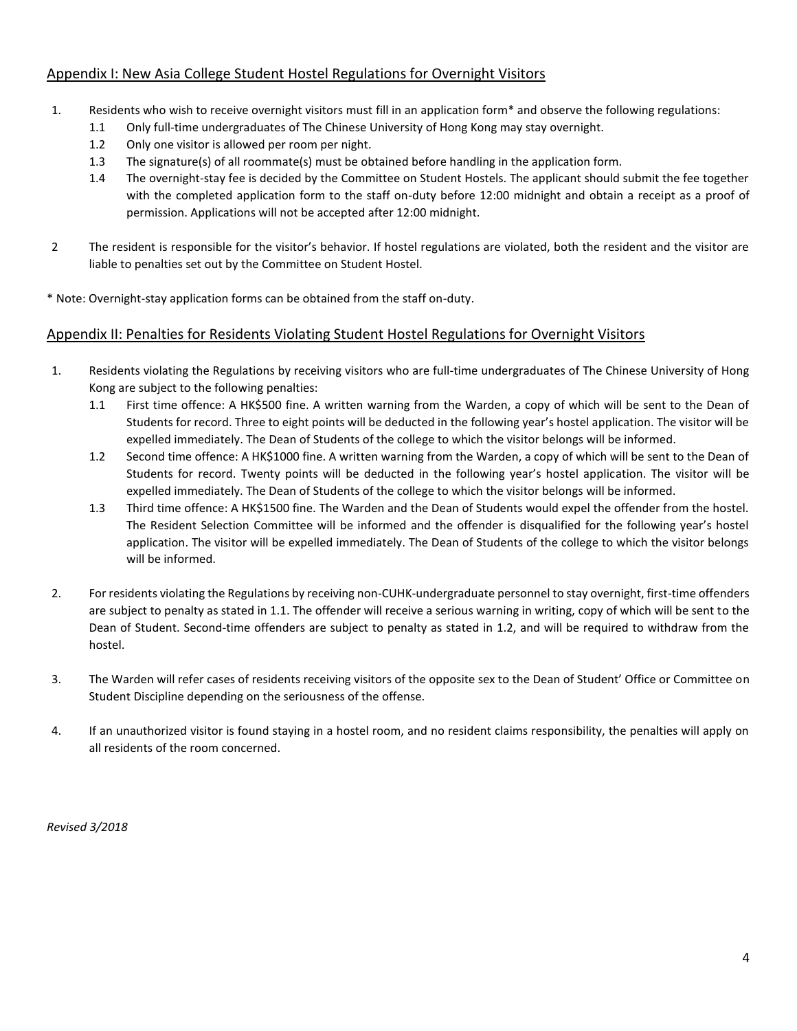## Appendix I: New Asia College Student Hostel Regulations for Overnight Visitors

1. Residents who wish to receive overnight visitors must fill in an application form* and observe the following regulations:
   - 1.1 Only full-time undergraduates of The Chinese University of Hong Kong may stay overnight.
   - 1.2 Only one visitor is allowed per room per night.
   - 1.3 The signature(s) of all roommate(s) must be obtained before handling in the application form.
   - 1.4 The overnight-stay fee is decided by the Committee on Student Hostels. The applicant should submit the fee together with the completed application form to the staff on-duty before 12:00 midnight and obtain a receipt as a proof of permission. Applications will not be accepted after 12:00 midnight.

2 The resident is responsible for the visitor's behavior. If hostel regulations are violated, both the resident and the visitor are liable to penalties set out by the Committee on Student Hostel.

* Note: Overnight-stay application forms can be obtained from the staff on-duty.

## Appendix II: Penalties for Residents Violating Student Hostel Regulations for Overnight Visitors

1. Residents violating the Regulations by receiving visitors who are full-time undergraduates of The Chinese University of Hong Kong are subject to the following penalties:
   - 1.1 First time offence: A HK$500 fine. A written warning from the Warden, a copy of which will be sent to the Dean of Students for record. Three to eight points will be deducted in the following year's hostel application. The visitor will be expelled immediately. The Dean of Students of the college to which the visitor belongs will be informed.
   - 1.2 Second time offence: A HK$1000 fine. A written warning from the Warden, a copy of which will be sent to the Dean of Students for record. Twenty points will be deducted in the following year's hostel application. The visitor will be expelled immediately. The Dean of Students of the college to which the visitor belongs will be informed.
   - 1.3 Third time offence: A HK$1500 fine. The Warden and the Dean of Students would expel the offender from the hostel. The Resident Selection Committee will be informed and the offender is disqualified for the following year's hostel application. The visitor will be expelled immediately. The Dean of Students of the college to which the visitor belongs will be informed.

2. For residents violating the Regulations by receiving non-CUHK-undergraduate personnel to stay overnight, first-time offenders are subject to penalty as stated in 1.1. The offender will receive a serious warning in writing, copy of which will be sent to the Dean of Student. Second-time offenders are subject to penalty as stated in 1.2, and will be required to withdraw from the hostel.

3. The Warden will refer cases of residents receiving visitors of the opposite sex to the Dean of Student' Office or Committee on Student Discipline depending on the seriousness of the offense.

4. If an unauthorized visitor is found staying in a hostel room, and no resident claims responsibility, the penalties will apply on all residents of the room concerned.

*Revised 3/2018*